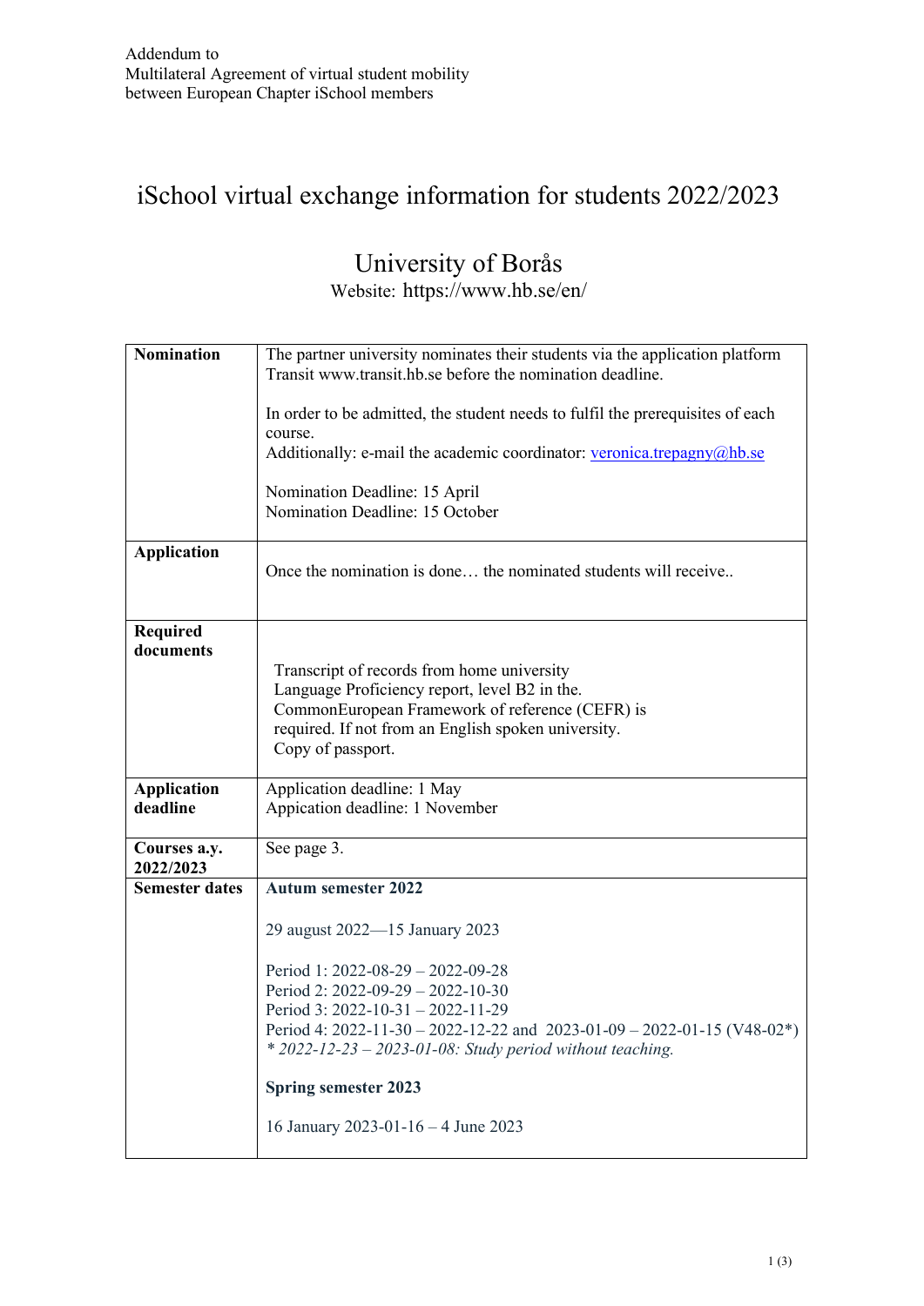Addendum to
Multilateral Agreement of virtual student mobility
between European Chapter iSchool members

# iSchool virtual exchange information for students 2022/2023

## University of Borås

Website: https://www.hb.se/en/

| | |
|---|---|
| **Nomination** | The partner university nominates their students via the application platform Transit www.transit.hb.se before the nomination deadline.<br><br>In order to be admitted, the student needs to fulfil the prerequisites of each course.<br>Additionally: e-mail the academic coordinator: veronica.trepagny@hb.se<br><br>Nomination Deadline: 15 April<br>Nomination Deadline: 15 October |
| **Application** | Once the nomination is done… the nominated students will receive.. |
| **Required documents** | Transcript of records from home university<br>Language Proficiency report, level B2 in the. CommonEuropean Framework of reference (CEFR) is required. If not from an English spoken university.<br>Copy of passport. |
| **Application deadline** | Application deadline: 1 May<br>Appication deadline: 1 November |
| **Courses a.y. 2022/2023** | See page 3. |
| **Semester dates** | **Autum semester 2022**<br><br>29 august 2022—15 January 2023<br><br>Period 1: 2022-08-29 – 2022-09-28<br>Period 2: 2022-09-29 – 2022-10-30<br>Period 3: 2022-10-31 – 2022-11-29<br>Period 4: 2022-11-30 – 2022-12-22 and 2023-01-09 – 2022-01-15 (V48-02*)<br>*\* 2022-12-23 – 2023-01-08: Study period without teaching.*<br><br>**Spring semester 2023**<br><br>16 January 2023-01-16 – 4 June 2023 |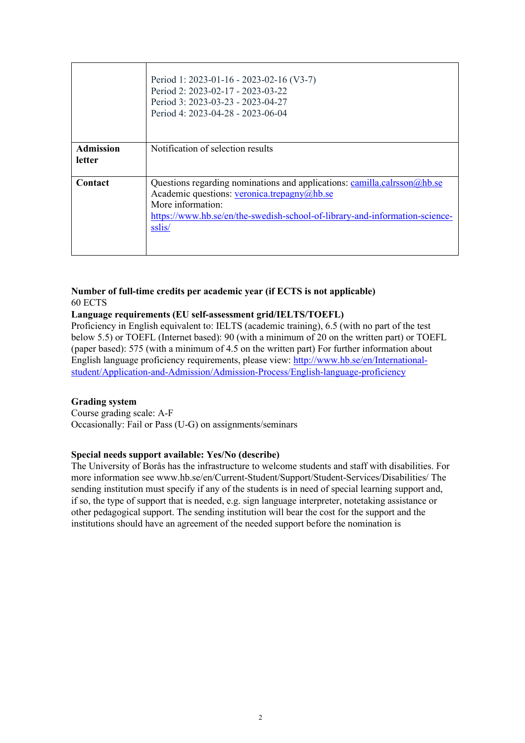| | |
|---|---|
| | Period 1: 2023-01-16 - 2023-02-16 (V3-7)<br>Period 2: 2023-02-17 - 2023-03-22<br>Period 3: 2023-03-23 - 2023-04-27<br>Period 4: 2023-04-28 - 2023-06-04 |
| **Admission letter** | Notification of selection results |
| **Contact** | Questions regarding nominations and applications: camilla.calrsson@hb.se<br>Academic questions: veronica.trepagny@hb.se<br>More information:<br>https://www.hb.se/en/the-swedish-school-of-library-and-information-science-sslis/ |

**Number of full-time credits per academic year (if ECTS is not applicable)**
60 ECTS

**Language requirements (EU self-assessment grid/IELTS/TOEFL)**
Proficiency in English equivalent to: IELTS (academic training), 6.5 (with no part of the test below 5.5) or TOEFL (Internet based): 90 (with a minimum of 20 on the written part) or TOEFL (paper based): 575 (with a minimum of 4.5 on the written part) For further information about English language proficiency requirements, please view: http://www.hb.se/en/International-student/Application-and-Admission/Admission-Process/English-language-proficiency

**Grading system**
Course grading scale: A-F
Occasionally: Fail or Pass (U-G) on assignments/seminars

**Special needs support available: Yes/No (describe)**
The University of Borås has the infrastructure to welcome students and staff with disabilities. For more information see www.hb.se/en/Current-Student/Support/Student-Services/Disabilities/ The sending institution must specify if any of the students is in need of special learning support and, if so, the type of support that is needed, e.g. sign language interpreter, notetaking assistance or other pedagogical support. The sending institution will bear the cost for the support and the institutions should have an agreement of the needed support before the nomination is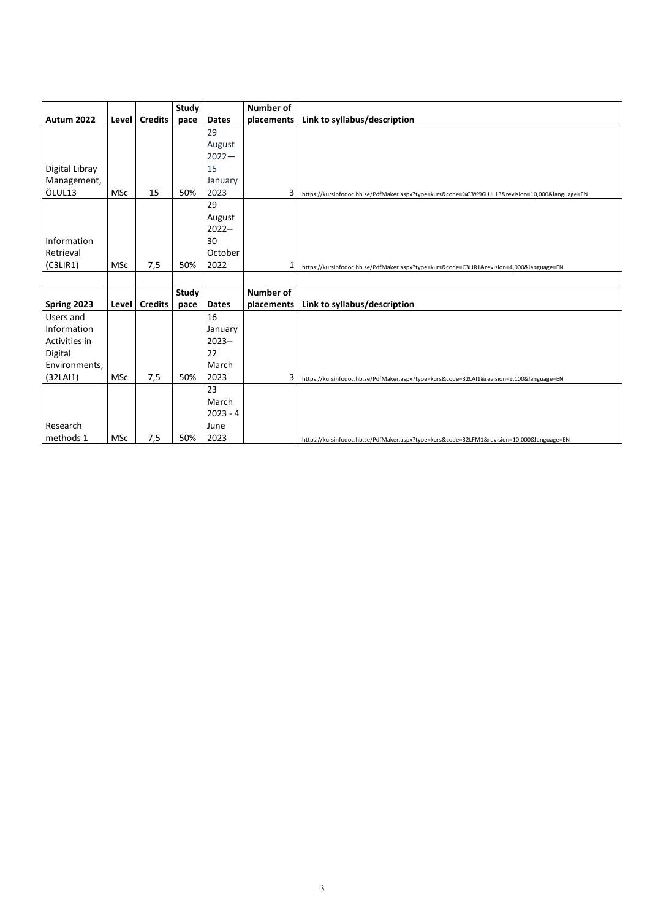| Autum 2022 | Level | Credits | Study pace | Dates | Number of placements | Link to syllabus/description |
|---|---|---|---|---|---|---|
| Digital Libray Management, ÖLUL13 | MSc | 15 | 50% | 29 August 2022— 15 January 2023 | 3 | https://kursinfodoc.hb.se/PdfMaker.aspx?type=kurs&code=%C3%96LUL13&revision=10,000&language=EN |
| Information Retrieval (C3LIR1) | MSc | 7,5 | 50% | 29 August 2022-- 30 October 2022 | 1 | https://kursinfodoc.hb.se/PdfMaker.aspx?type=kurs&code=C3LIR1&revision=4,000&language=EN |
| | | | | | | |
| **Spring 2023** | **Level** | **Credits** | **Study pace** | **Dates** | **Number of placements** | **Link to syllabus/description** |
| Users and Information Activities in Digital Environments, (32LAI1) | MSc | 7,5 | 50% | 16 January 2023-- 22 March 2023 | 3 | https://kursinfodoc.hb.se/PdfMaker.aspx?type=kurs&code=32LAI1&revision=9,100&language=EN |
| Research methods 1 | MSc | 7,5 | 50% | 23 March 2023 - 4 June 2023 | | https://kursinfodoc.hb.se/PdfMaker.aspx?type=kurs&code=32LFM1&revision=10,000&language=EN |